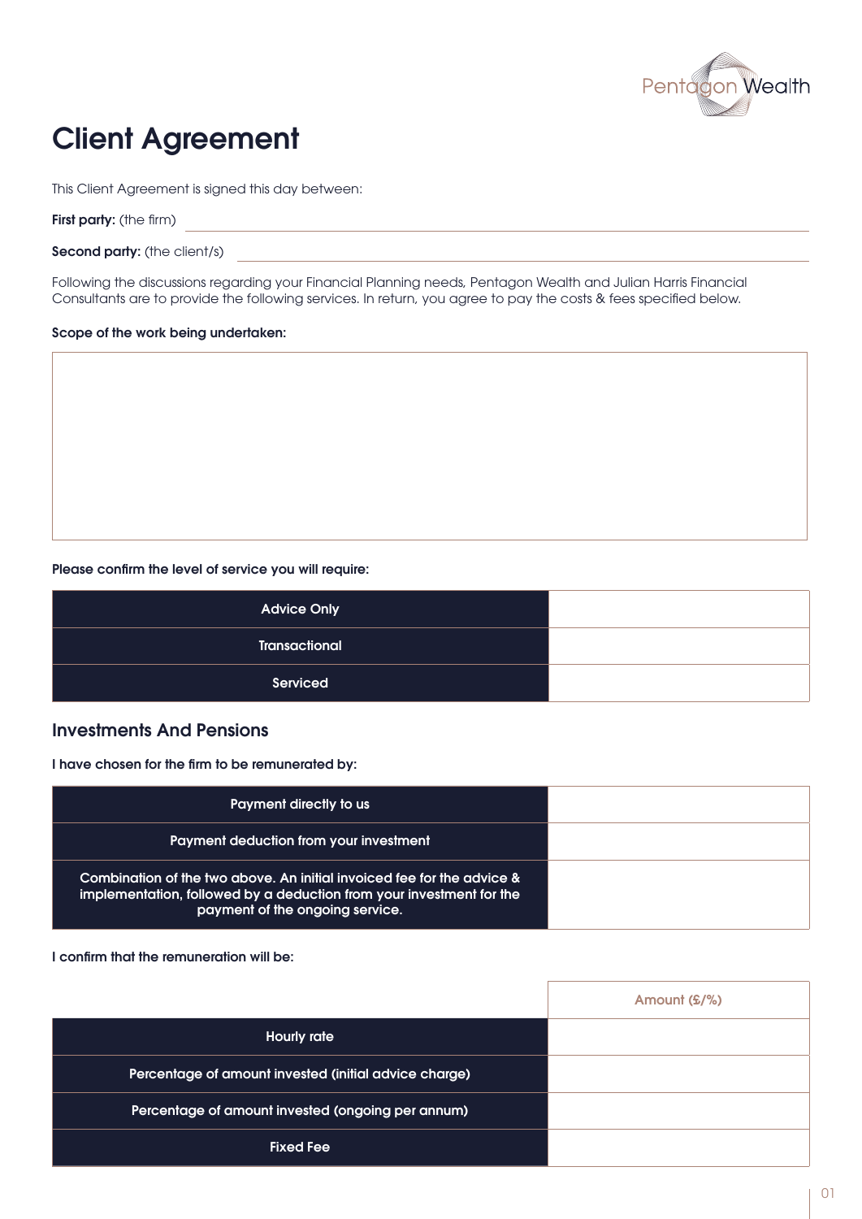# Client Agreement

This Client Agreement is signed this day between:

**First party:** (the firm) ______________________________

**Second party:** (the client/s) ______________________________

Following the discussions regarding your Financial Planning needs, Pentagon Wealth and Julian Harris Financial Consultants are to provide the following services. In return, you agree to pay the costs & fees specified below.

**Scope of the work being undertaken:**

| |
|---|
| |

**Please confirm the level of service you will require:**

| | |
|---|---|
| Advice Only | |
| Transactional | |
| Serviced | |

## Investments And Pensions

**I have chosen for the firm to be remunerated by:**

| | |
|---|---|
| Payment directly to us | |
| Payment deduction from your investment | |
| Combination of the two above. An initial invoiced fee for the advice & implementation, followed by a deduction from your investment for the payment of the ongoing service. | |

**I confirm that the remuneration will be:**

| | Amount (£/%) |
|---|---|
| Hourly rate | |
| Percentage of amount invested (initial advice charge) | |
| Percentage of amount invested (ongoing per annum) | |
| Fixed Fee | |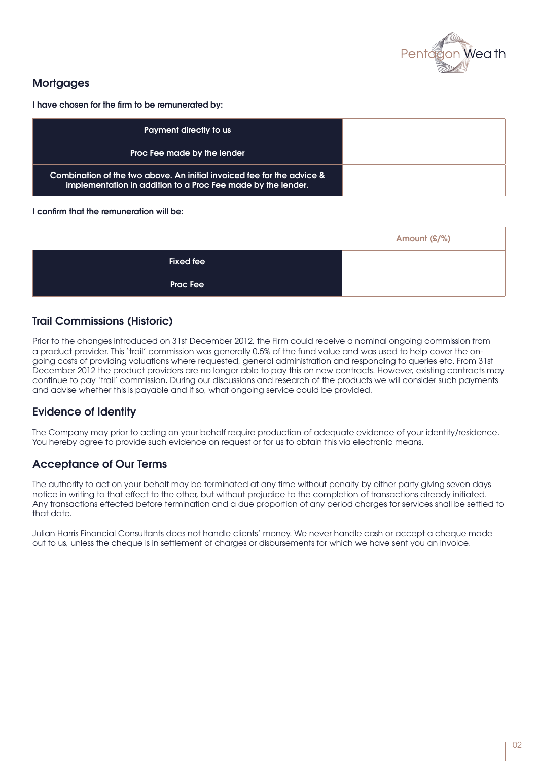## Mortgages

**I have chosen for the firm to be remunerated by:**

| | |
|---|---|
| Payment directly to us | |
| Proc Fee made by the lender | |
| Combination of the two above. An initial invoiced fee for the advice & implementation in addition to a Proc Fee made by the lender. | |

**I confirm that the remuneration will be:**

| | Amount (£/%) |
|---|---|
| Fixed fee | |
| Proc Fee | |

## Trail Commissions (Historic)

Prior to the changes introduced on 31st December 2012, the Firm could receive a nominal ongoing commission from a product provider. This 'trail' commission was generally 0.5% of the fund value and was used to help cover the on-going costs of providing valuations where requested, general administration and responding to queries etc. From 31st December 2012 the product providers are no longer able to pay this on new contracts. However, existing contracts may continue to pay 'trail' commission. During our discussions and research of the products we will consider such payments and advise whether this is payable and if so, what ongoing service could be provided.

## Evidence of Identity

The Company may prior to acting on your behalf require production of adequate evidence of your identity/residence. You hereby agree to provide such evidence on request or for us to obtain this via electronic means.

## Acceptance of Our Terms

The authority to act on your behalf may be terminated at any time without penalty by either party giving seven days notice in writing to that effect to the other, but without prejudice to the completion of transactions already initiated. Any transactions effected before termination and a due proportion of any period charges for services shall be settled to that date.

Julian Harris Financial Consultants does not handle clients' money. We never handle cash or accept a cheque made out to us, unless the cheque is in settlement of charges or disbursements for which we have sent you an invoice.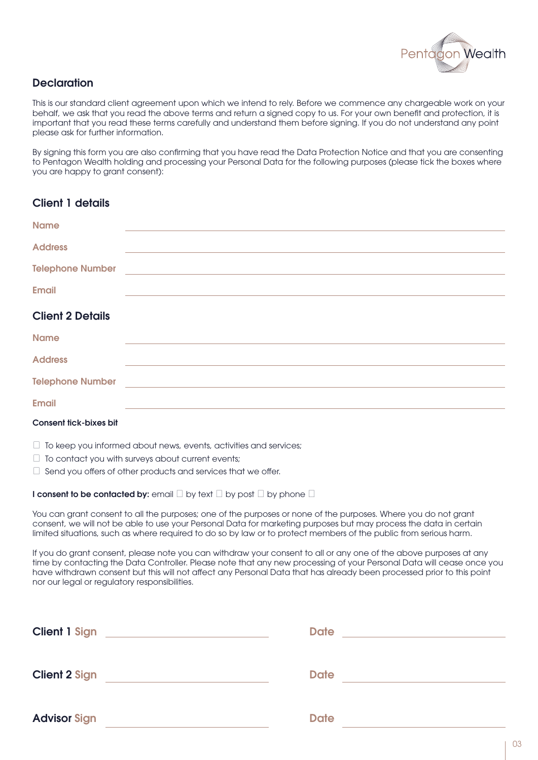Pentagon Wealth

## Declaration

This is our standard client agreement upon which we intend to rely. Before we commence any chargeable work on your behalf, we ask that you read the above terms and return a signed copy to us. For your own benefit and protection, it is important that you read these terms carefully and understand them before signing. If you do not understand any point please ask for further information.

By signing this form you are also confirming that you have read the Data Protection Notice and that you are consenting to Pentagon Wealth holding and processing your Personal Data for the following purposes (please tick the boxes where you are happy to grant consent):

## Client 1 details

Name ____________________

Address ____________________

Telephone Number ____________________

Email ____________________

## Client 2 Details

Name ____________________

Address ____________________

Telephone Number ____________________

Email ____________________

**Consent tick-bixes bit**

- ☐ To keep you informed about news, events, activities and services;
- ☐ To contact you with surveys about current events;
- ☐ Send you offers of other products and services that we offer.

**I consent to be contacted by:** email ☐ by text ☐ by post ☐ by phone ☐

You can grant consent to all the purposes; one of the purposes or none of the purposes. Where you do not grant consent, we will not be able to use your Personal Data for marketing purposes but may process the data in certain limited situations, such as where required to do so by law or to protect members of the public from serious harm.

If you do grant consent, please note you can withdraw your consent to all or any one of the above purposes at any time by contacting the Data Controller. Please note that any new processing of your Personal Data will cease once you have withdrawn consent but this will not affect any Personal Data that has already been processed prior to this point nor our legal or regulatory responsibilities.

**Client 1** Sign ____________________ Date ____________________

**Client 2** Sign ____________________ Date ____________________

**Advisor** Sign ____________________ Date ____________________